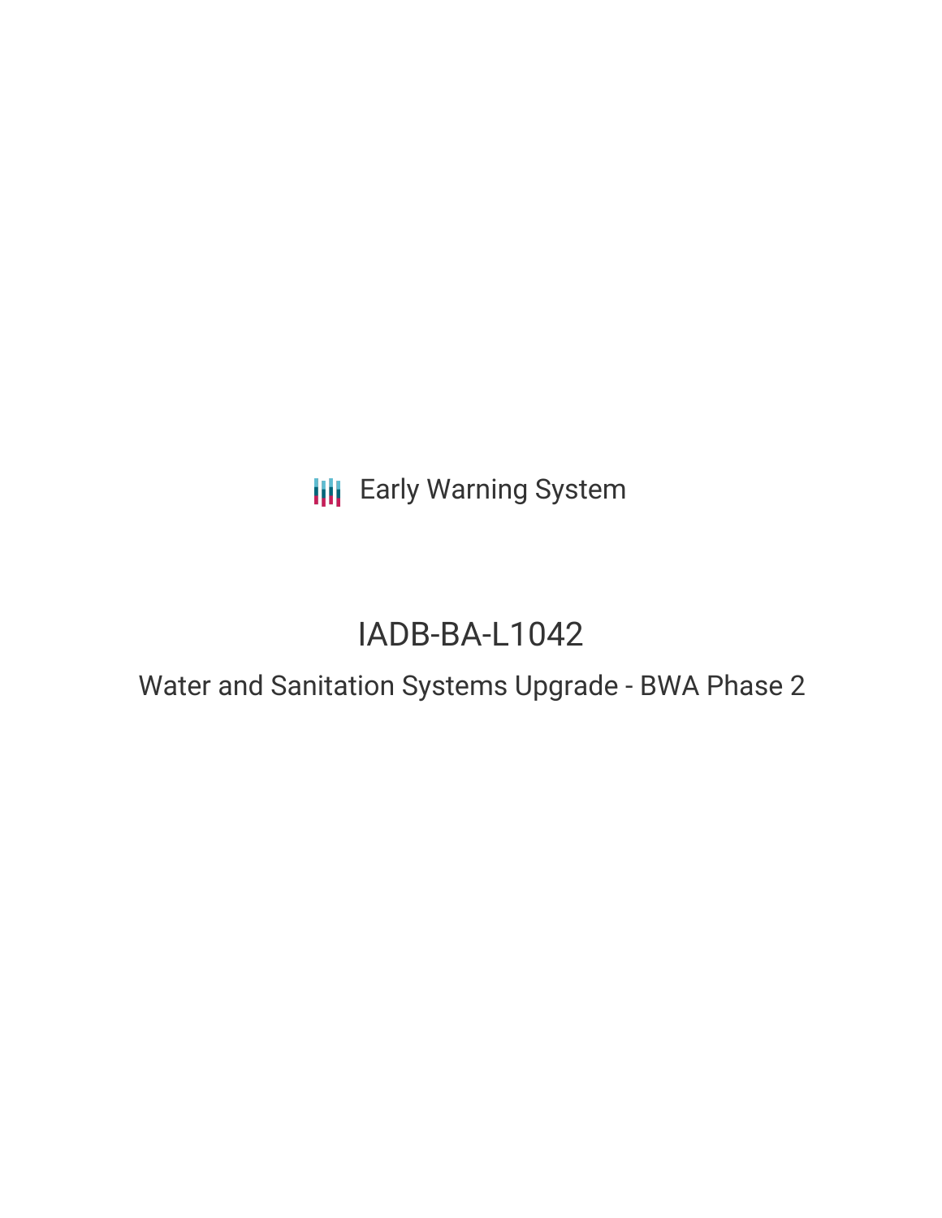Early Warning System

# IADB-BA-L1042

## Water and Sanitation Systems Upgrade - BWA Phase 2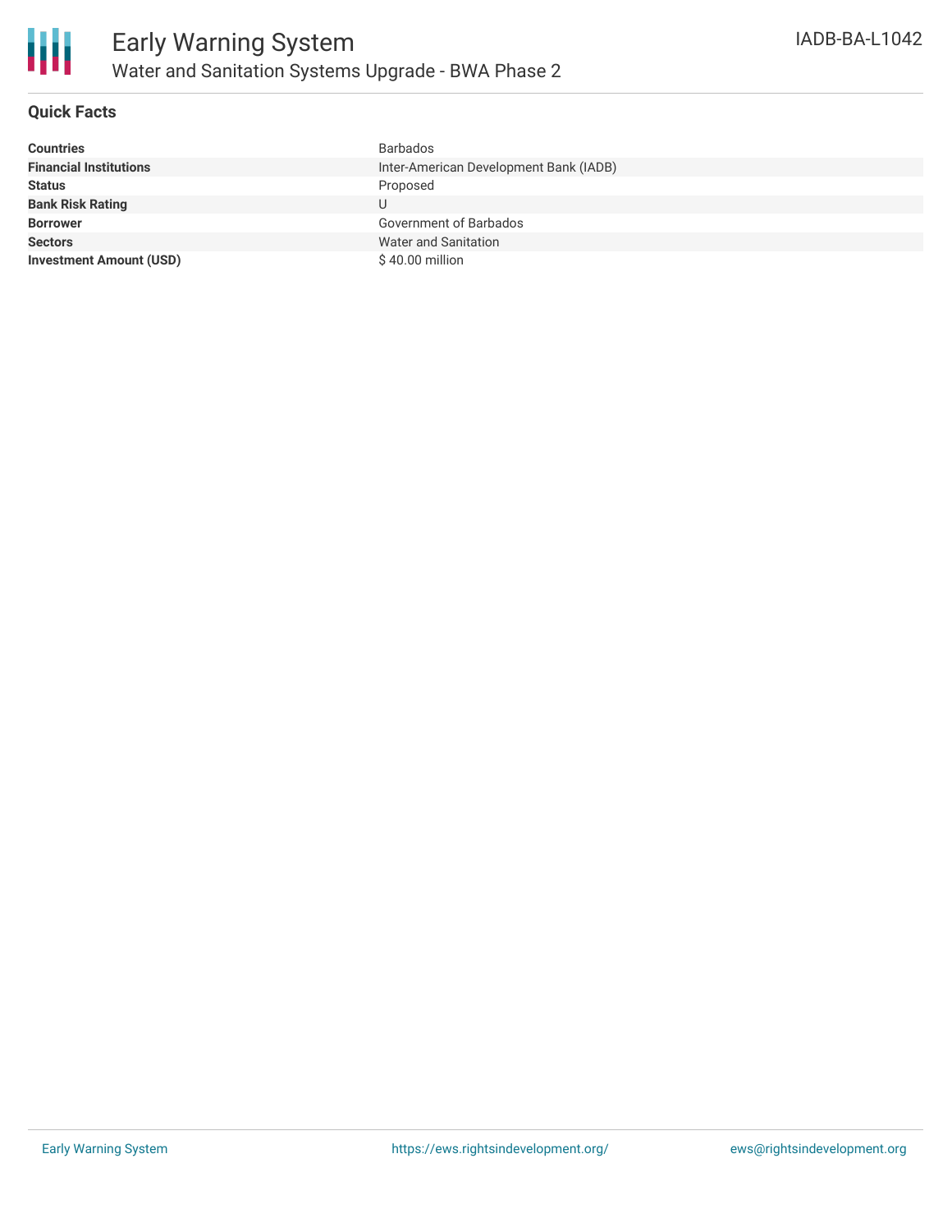## Quick Facts

| | |
|---|---|
| **Countries** | Barbados |
| **Financial Institutions** | Inter-American Development Bank (IADB) |
| **Status** | Proposed |
| **Bank Risk Rating** | U |
| **Borrower** | Government of Barbados |
| **Sectors** | Water and Sanitation |
| **Investment Amount (USD)** | $ 40.00 million |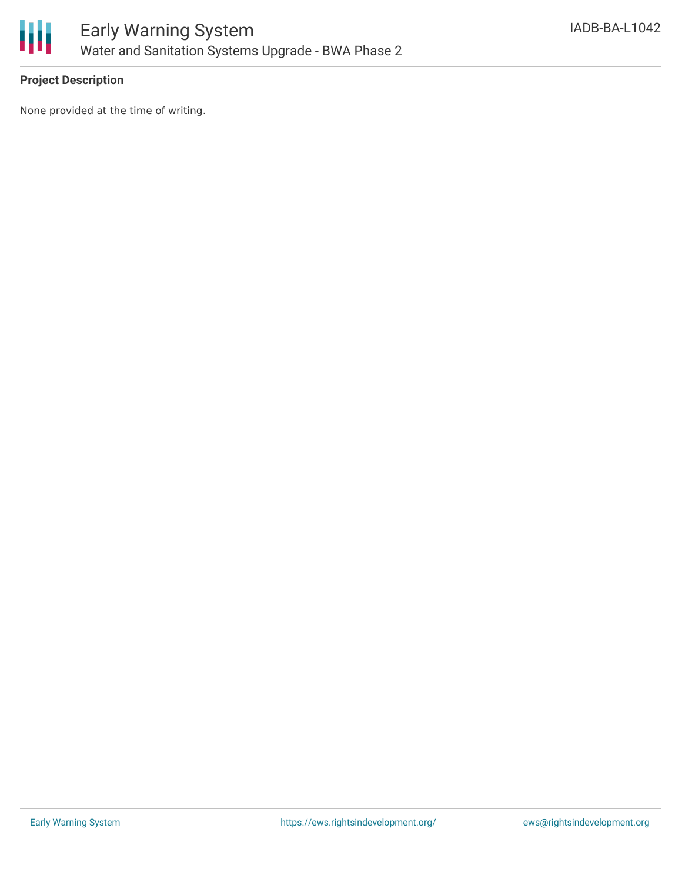**Project Description**

None provided at the time of writing.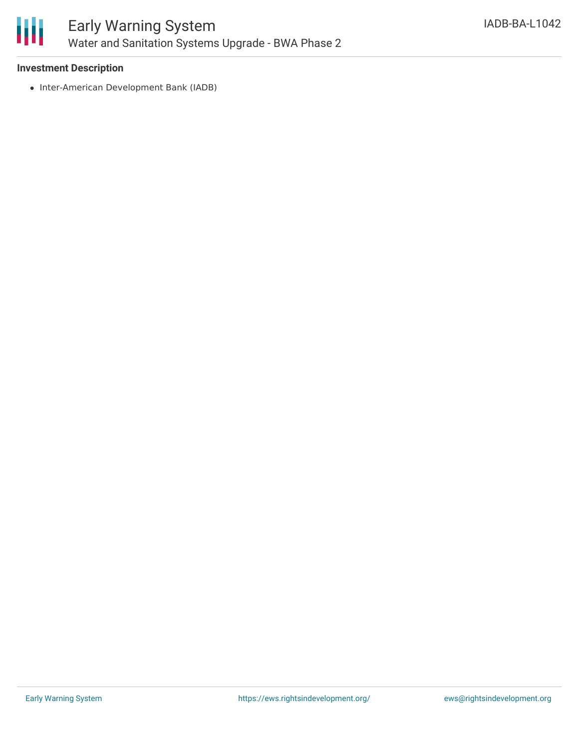### Investment Description

- Inter-American Development Bank (IADB)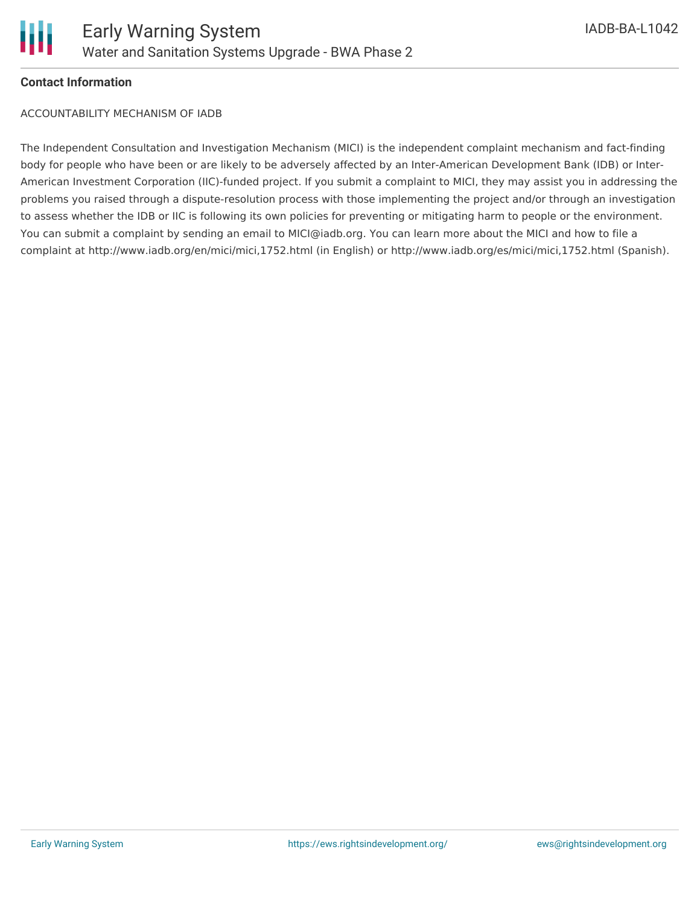**Contact Information**

ACCOUNTABILITY MECHANISM OF IADB

The Independent Consultation and Investigation Mechanism (MICI) is the independent complaint mechanism and fact-finding body for people who have been or are likely to be adversely affected by an Inter-American Development Bank (IDB) or Inter-American Investment Corporation (IIC)-funded project. If you submit a complaint to MICI, they may assist you in addressing the problems you raised through a dispute-resolution process with those implementing the project and/or through an investigation to assess whether the IDB or IIC is following its own policies for preventing or mitigating harm to people or the environment. You can submit a complaint by sending an email to MICI@iadb.org. You can learn more about the MICI and how to file a complaint at http://www.iadb.org/en/mici/mici,1752.html (in English) or http://www.iadb.org/es/mici/mici,1752.html (Spanish).